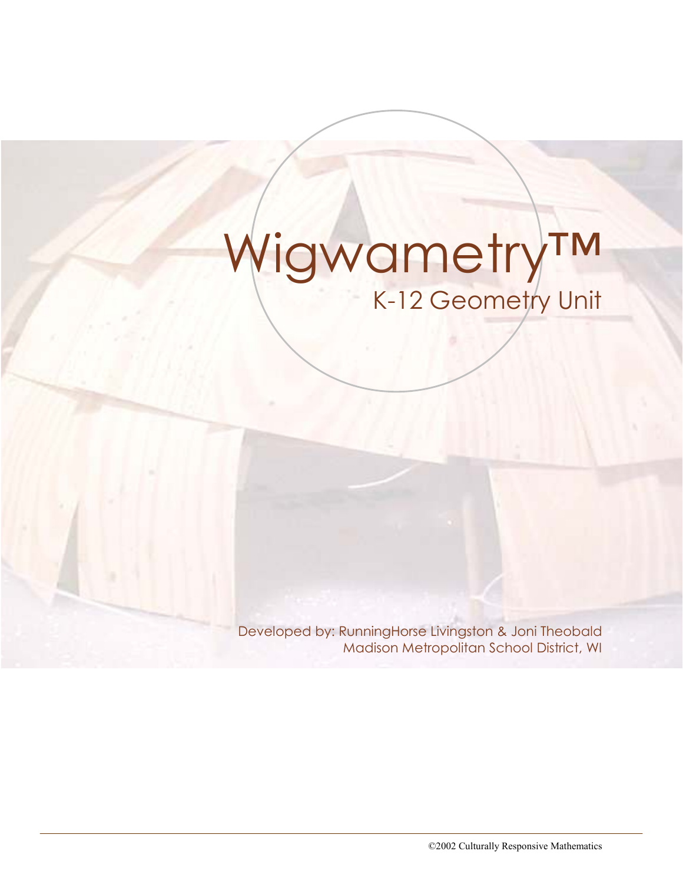# Wigwametry™

## K-12 Geometry Unit

Developed by: RunningHorse Livingston & Joni Theobald
Madison Metropolitan School District, WI

©2002 Culturally Responsive Mathematics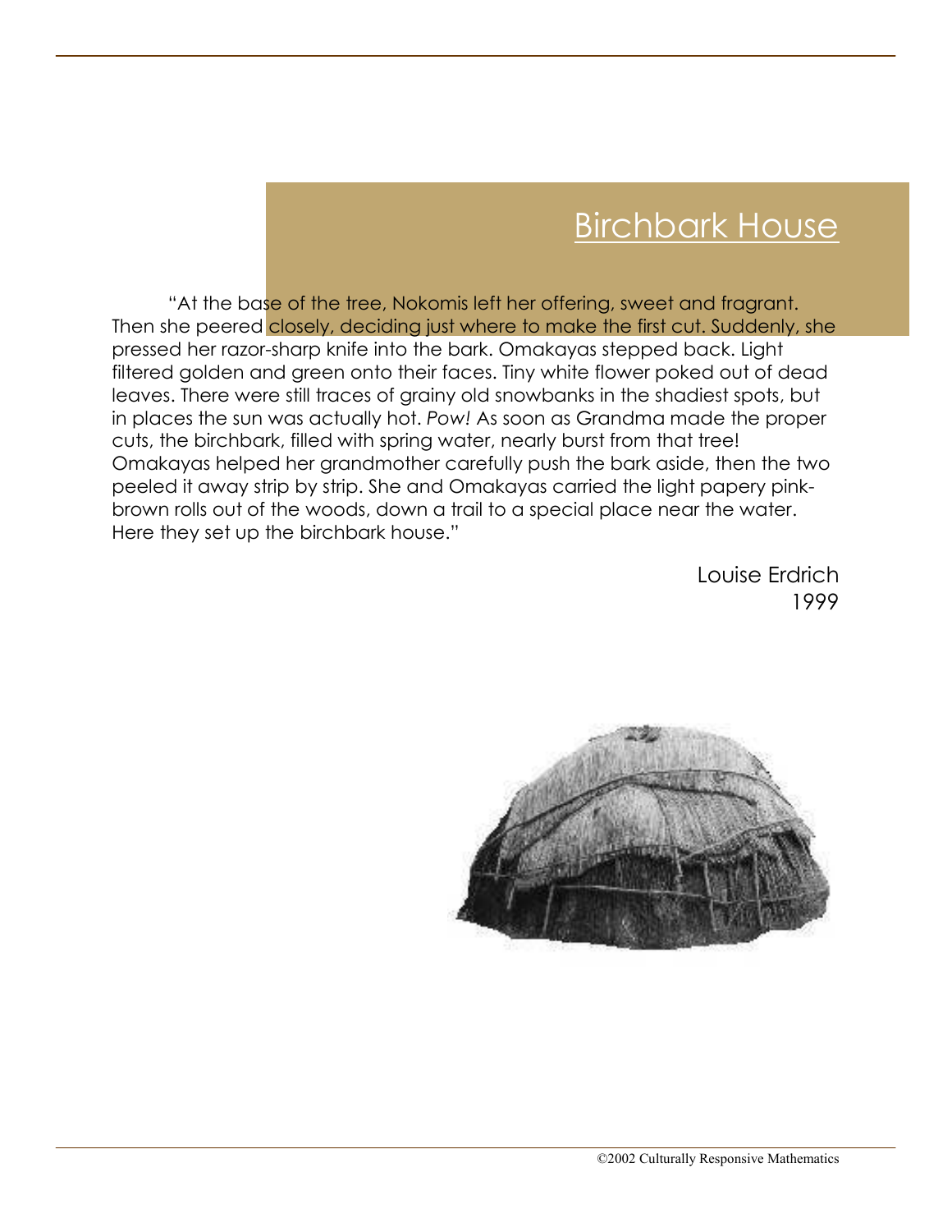# Birchbark House

"At the base of the tree, Nokomis left her offering, sweet and fragrant. Then she peered closely, deciding just where to make the first cut. Suddenly, she pressed her razor-sharp knife into the bark. Omakayas stepped back. Light filtered golden and green onto their faces. Tiny white flower poked out of dead leaves. There were still traces of grainy old snowbanks in the shadiest spots, but in places the sun was actually hot. *Pow!* As soon as Grandma made the proper cuts, the birchbark, filled with spring water, nearly burst from that tree! Omakayas helped her grandmother carefully push the bark aside, then the two peeled it away strip by strip. She and Omakayas carried the light papery pink-brown rolls out of the woods, down a trail to a special place near the water. Here they set up the birchbark house."

Louise Erdrich
1999

©2002 Culturally Responsive Mathematics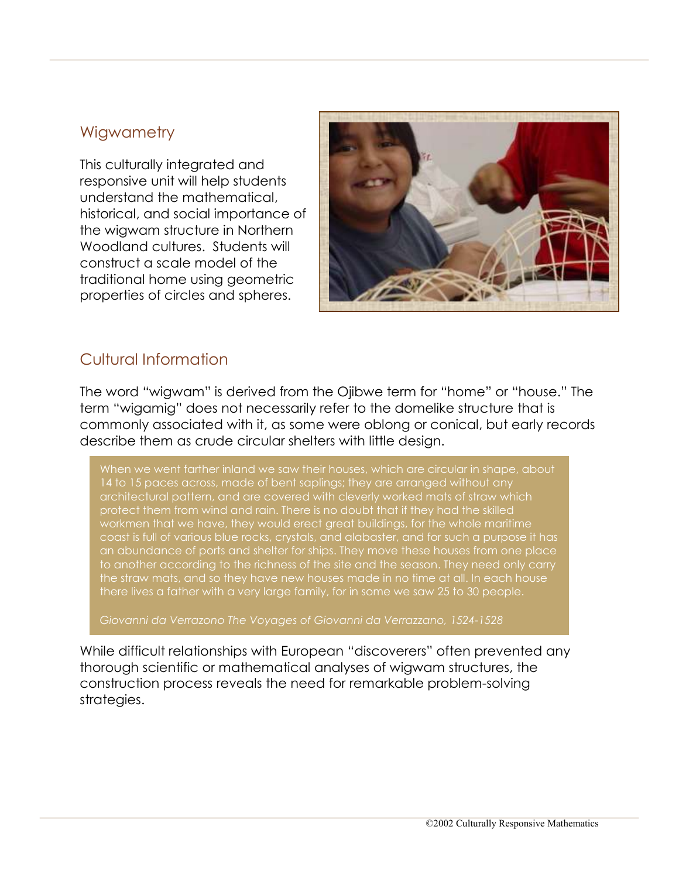## Wigwametry

This culturally integrated and responsive unit will help students understand the mathematical, historical, and social importance of the wigwam structure in Northern Woodland cultures. Students will construct a scale model of the traditional home using geometric properties of circles and spheres.

## Cultural Information

The word "wigwam" is derived from the Ojibwe term for "home" or "house." The term "wigamig" does not necessarily refer to the domelike structure that is commonly associated with it, as some were oblong or conical, but early records describe them as crude circular shelters with little design.

> When we went farther inland we saw their houses, which are circular in shape, about 14 to 15 paces across, made of bent saplings; they are arranged without any architectural pattern, and are covered with cleverly worked mats of straw which protect them from wind and rain. There is no doubt that if they had the skilled workmen that we have, they would erect great buildings, for the whole maritime coast is full of various blue rocks, crystals, and alabaster, and for such a purpose it has an abundance of ports and shelter for ships. They move these houses from one place to another according to the richness of the site and the season. They need only carry the straw mats, and so they have new houses made in no time at all. In each house there lives a father with a very large family, for in some we saw 25 to 30 people.
>
> *Giovanni da Verrazono The Voyages of Giovanni da Verrazzano, 1524-1528*

While difficult relationships with European "discoverers" often prevented any thorough scientific or mathematical analyses of wigwam structures, the construction process reveals the need for remarkable problem-solving strategies.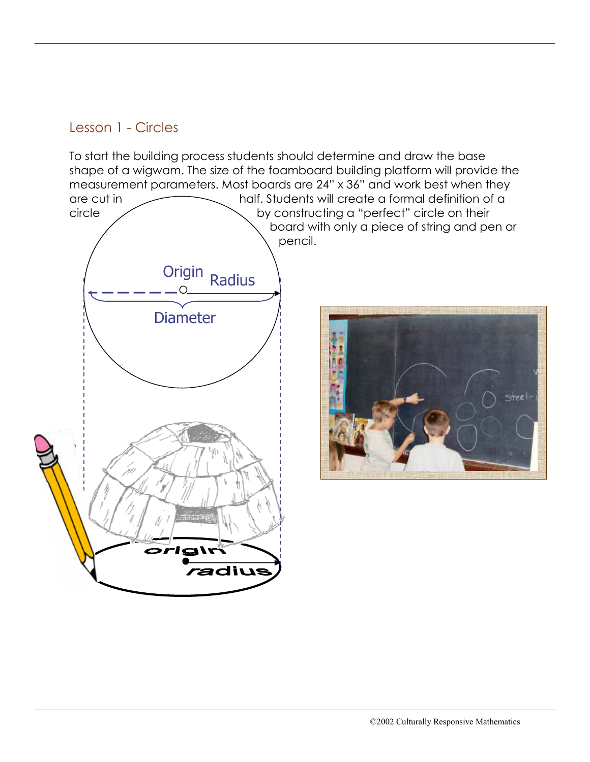## Lesson 1 - Circles

To start the building process students should determine and draw the base shape of a wigwam. The size of the foamboard building platform will provide the measurement parameters. Most boards are 24" x 36" and work best when they are cut in half. Students will create a formal definition of a circle by constructing a "perfect" circle on their board with only a piece of string and pen or pencil.

Origin Radius

Diameter

origin

radius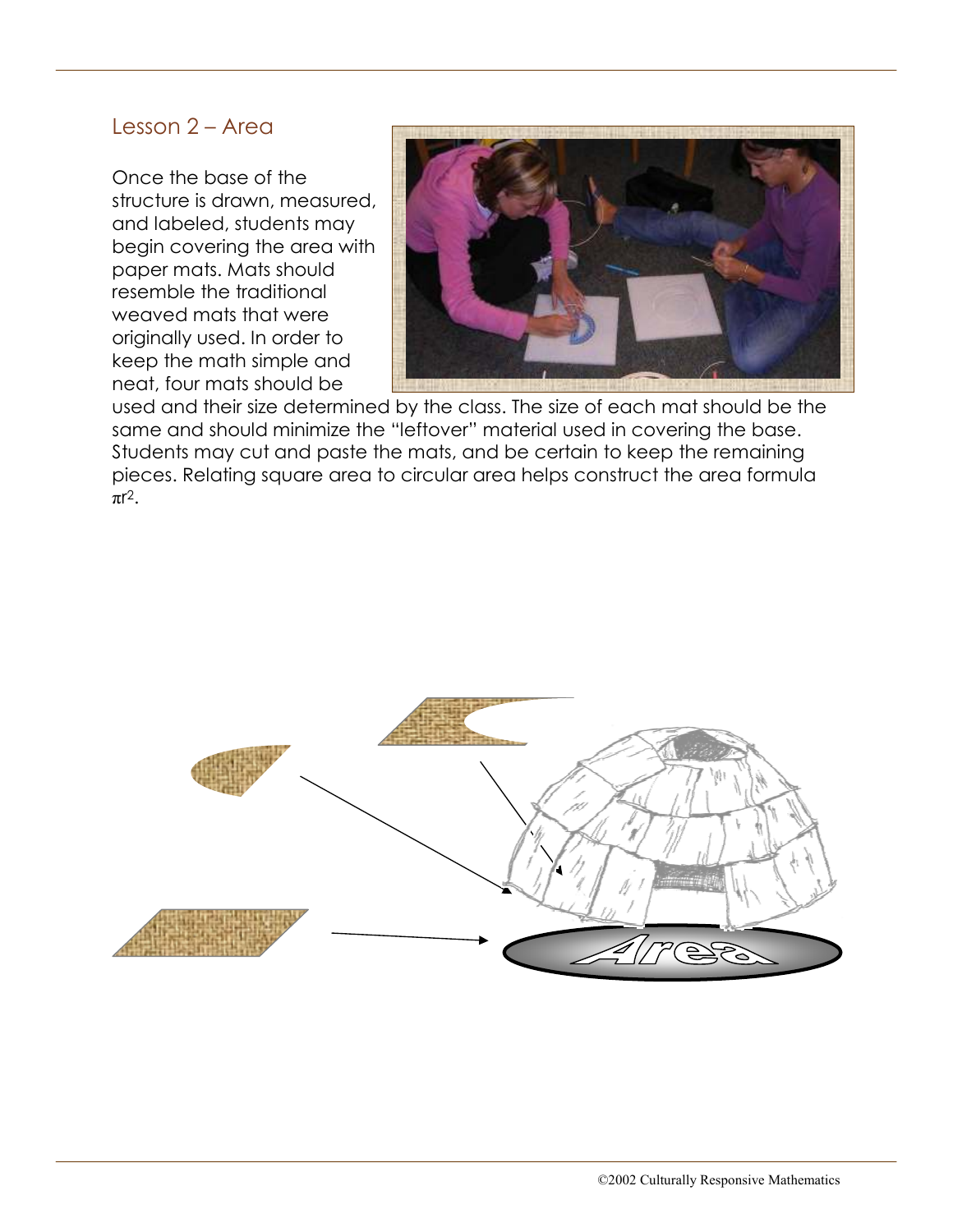## Lesson 2 – Area

Once the base of the structure is drawn, measured, and labeled, students may begin covering the area with paper mats. Mats should resemble the traditional weaved mats that were originally used. In order to keep the math simple and neat, four mats should be used and their size determined by the class. The size of each mat should be the same and should minimize the "leftover" material used in covering the base. Students may cut and paste the mats, and be certain to keep the remaining pieces. Relating square area to circular area helps construct the area formula $\pi r^2$.

Area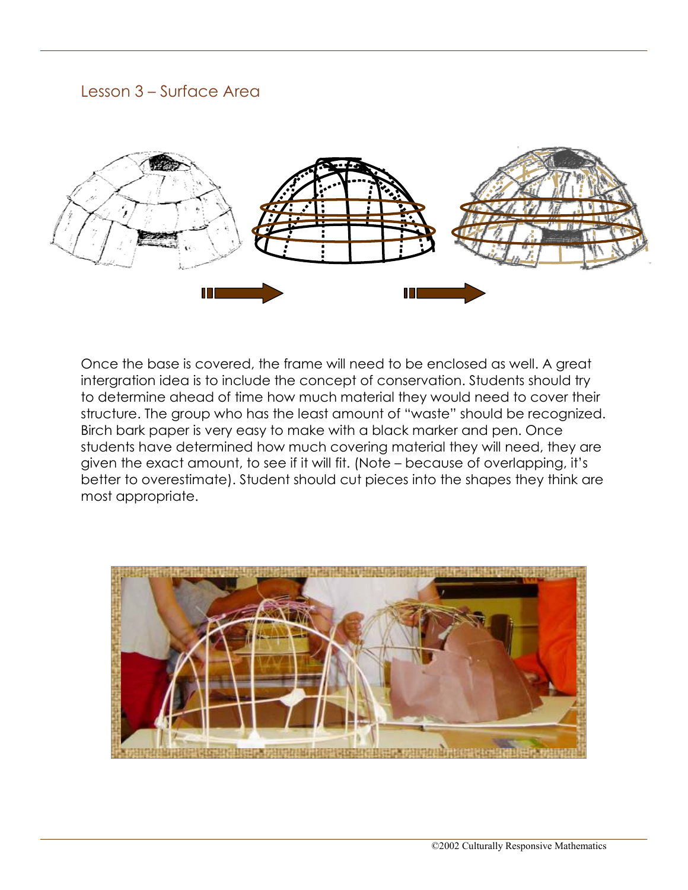## Lesson 3 – Surface Area

Once the base is covered, the frame will need to be enclosed as well. A great intergration idea is to include the concept of conservation. Students should try to determine ahead of time how much material they would need to cover their structure. The group who has the least amount of "waste" should be recognized. Birch bark paper is very easy to make with a black marker and pen. Once students have determined how much covering material they will need, they are given the exact amount, to see if it will fit. (Note – because of overlapping, it's better to overestimate). Student should cut pieces into the shapes they think are most appropriate.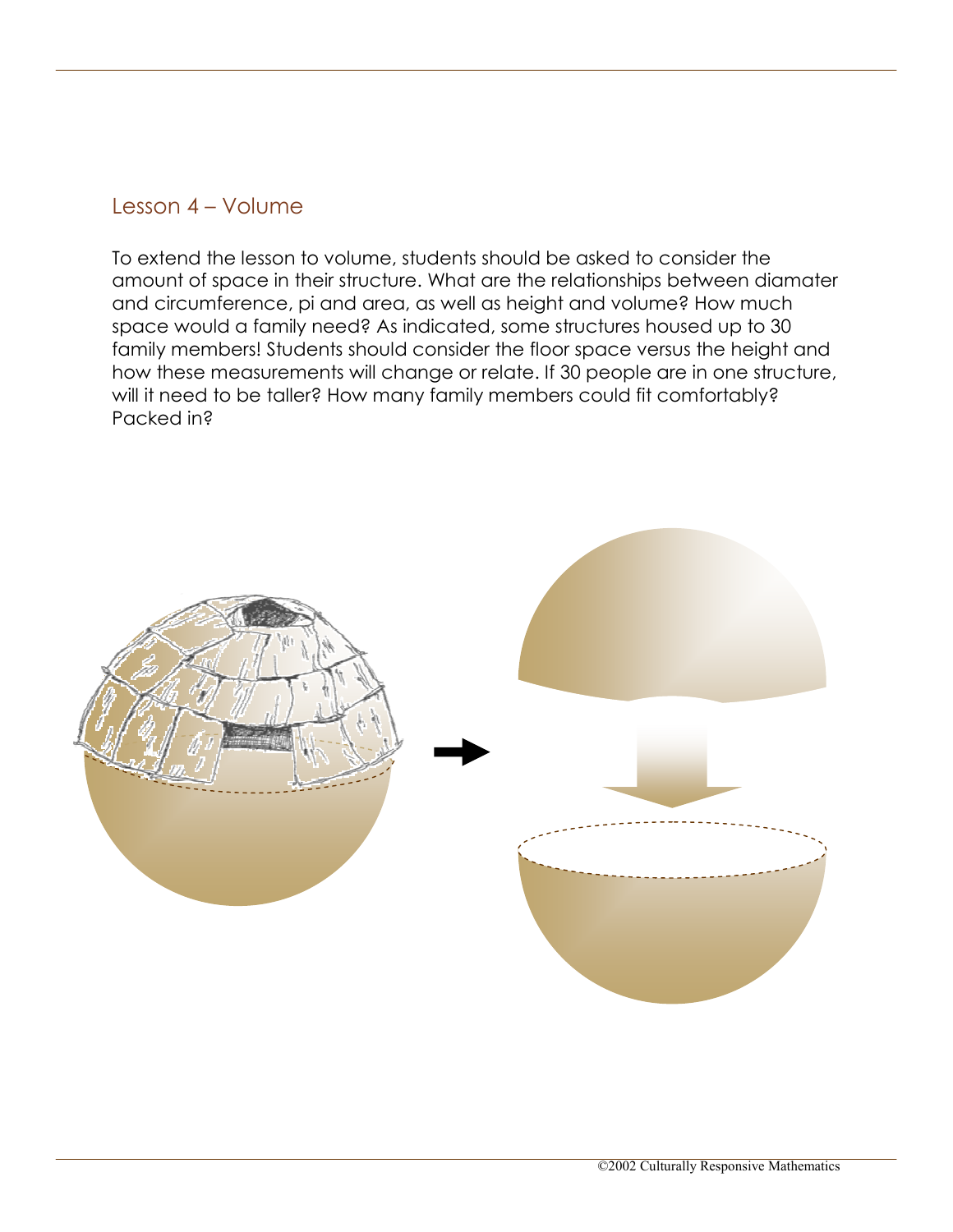## Lesson 4 – Volume

To extend the lesson to volume, students should be asked to consider the amount of space in their structure. What are the relationships between diamater and circumference, pi and area, as well as height and volume? How much space would a family need? As indicated, some structures housed up to 30 family members! Students should consider the floor space versus the height and how these measurements will change or relate. If 30 people are in one structure, will it need to be taller? How many family members could fit comfortably? Packed in?